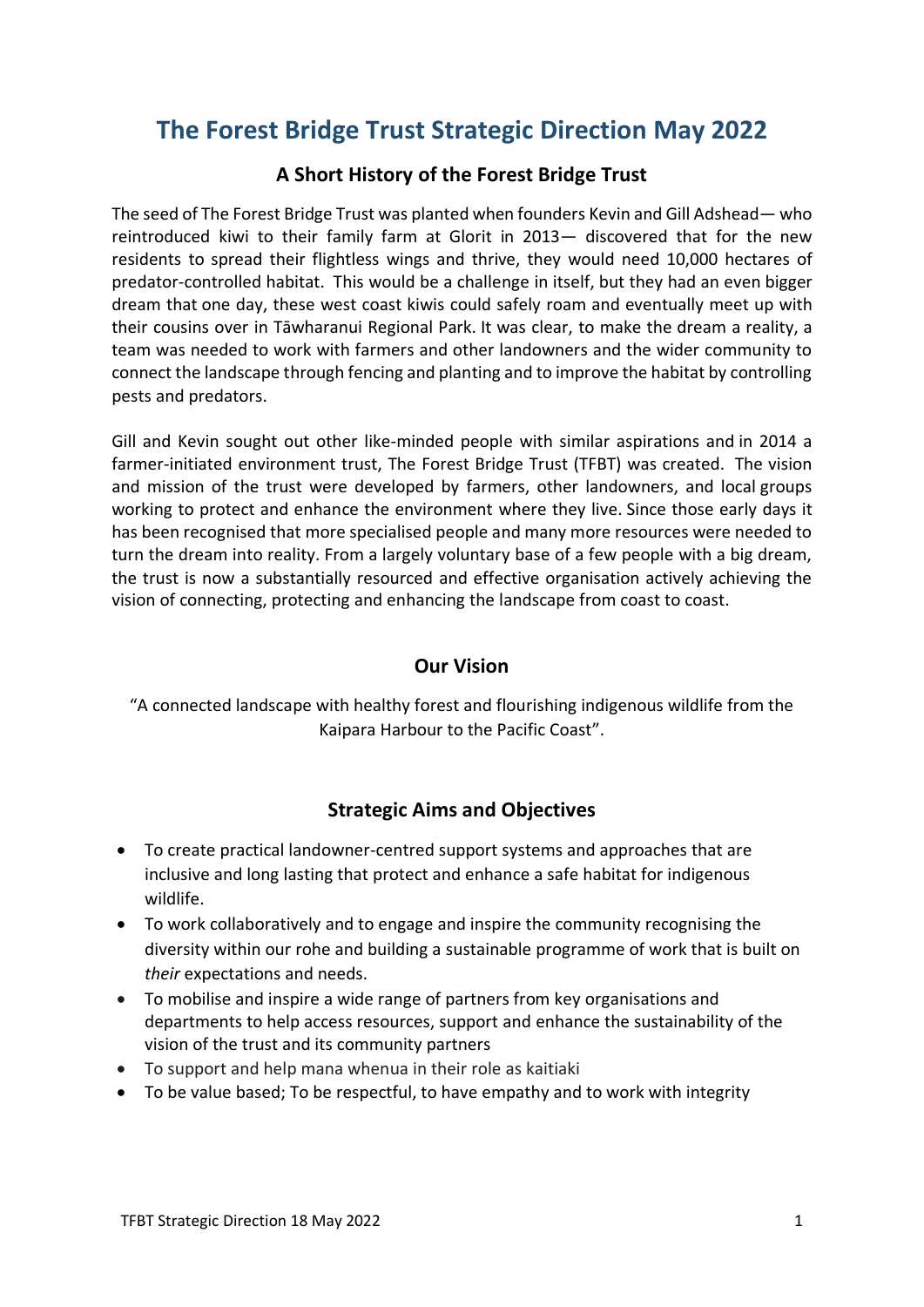# The Forest Bridge Trust Strategic Direction May 2022

## A Short History of the Forest Bridge Trust

The seed of The Forest Bridge Trust was planted when founders Kevin and Gill Adshead— who reintroduced kiwi to their family farm at Glorit in 2013— discovered that for the new residents to spread their flightless wings and thrive, they would need 10,000 hectares of predator-controlled habitat. This would be a challenge in itself, but they had an even bigger dream that one day, these west coast kiwis could safely roam and eventually meet up with their cousins over in Tāwharanui Regional Park. It was clear, to make the dream a reality, a team was needed to work with farmers and other landowners and the wider community to connect the landscape through fencing and planting and to improve the habitat by controlling pests and predators.

Gill and Kevin sought out other like-minded people with similar aspirations and in 2014 a farmer-initiated environment trust, The Forest Bridge Trust (TFBT) was created. The vision and mission of the trust were developed by farmers, other landowners, and local groups working to protect and enhance the environment where they live. Since those early days it has been recognised that more specialised people and many more resources were needed to turn the dream into reality. From a largely voluntary base of a few people with a big dream, the trust is now a substantially resourced and effective organisation actively achieving the vision of connecting, protecting and enhancing the landscape from coast to coast.

## Our Vision

"A connected landscape with healthy forest and flourishing indigenous wildlife from the Kaipara Harbour to the Pacific Coast".

## Strategic Aims and Objectives

- To create practical landowner-centred support systems and approaches that are inclusive and long lasting that protect and enhance a safe habitat for indigenous wildlife.
- To work collaboratively and to engage and inspire the community recognising the diversity within our rohe and building a sustainable programme of work that is built on *their* expectations and needs.
- To mobilise and inspire a wide range of partners from key organisations and departments to help access resources, support and enhance the sustainability of the vision of the trust and its community partners
- To support and help mana whenua in their role as kaitiaki
- To be value based; To be respectful, to have empathy and to work with integrity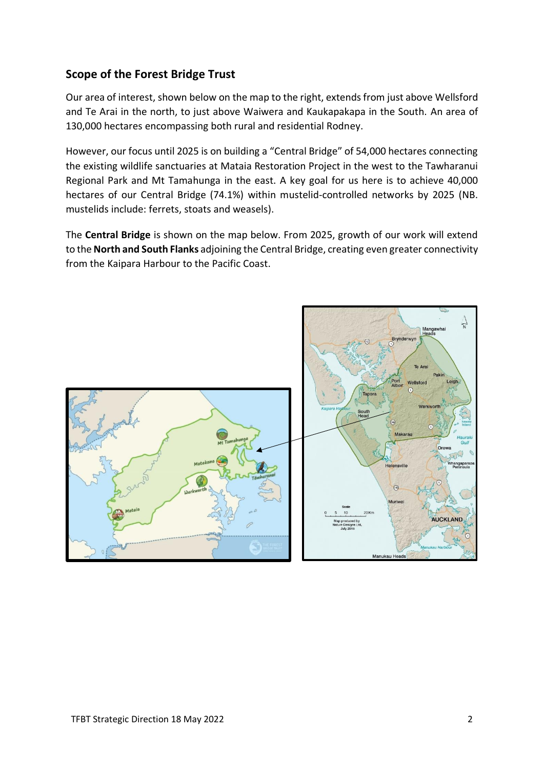## Scope of the Forest Bridge Trust

Our area of interest, shown below on the map to the right, extends from just above Wellsford and Te Arai in the north, to just above Waiwera and Kaukapakapa in the South. An area of 130,000 hectares encompassing both rural and residential Rodney.

However, our focus until 2025 is on building a “Central Bridge” of 54,000 hectares connecting the existing wildlife sanctuaries at Mataia Restoration Project in the west to the Tawharanui Regional Park and Mt Tamahunga in the east. A key goal for us here is to achieve 40,000 hectares of our Central Bridge (74.1%) within mustelid-controlled networks by 2025 (NB. mustelids include: ferrets, stoats and weasels).

The **Central Bridge** is shown on the map below. From 2025, growth of our work will extend to the **North and South Flanks** adjoining the Central Bridge, creating even greater connectivity from the Kaipara Harbour to the Pacific Coast.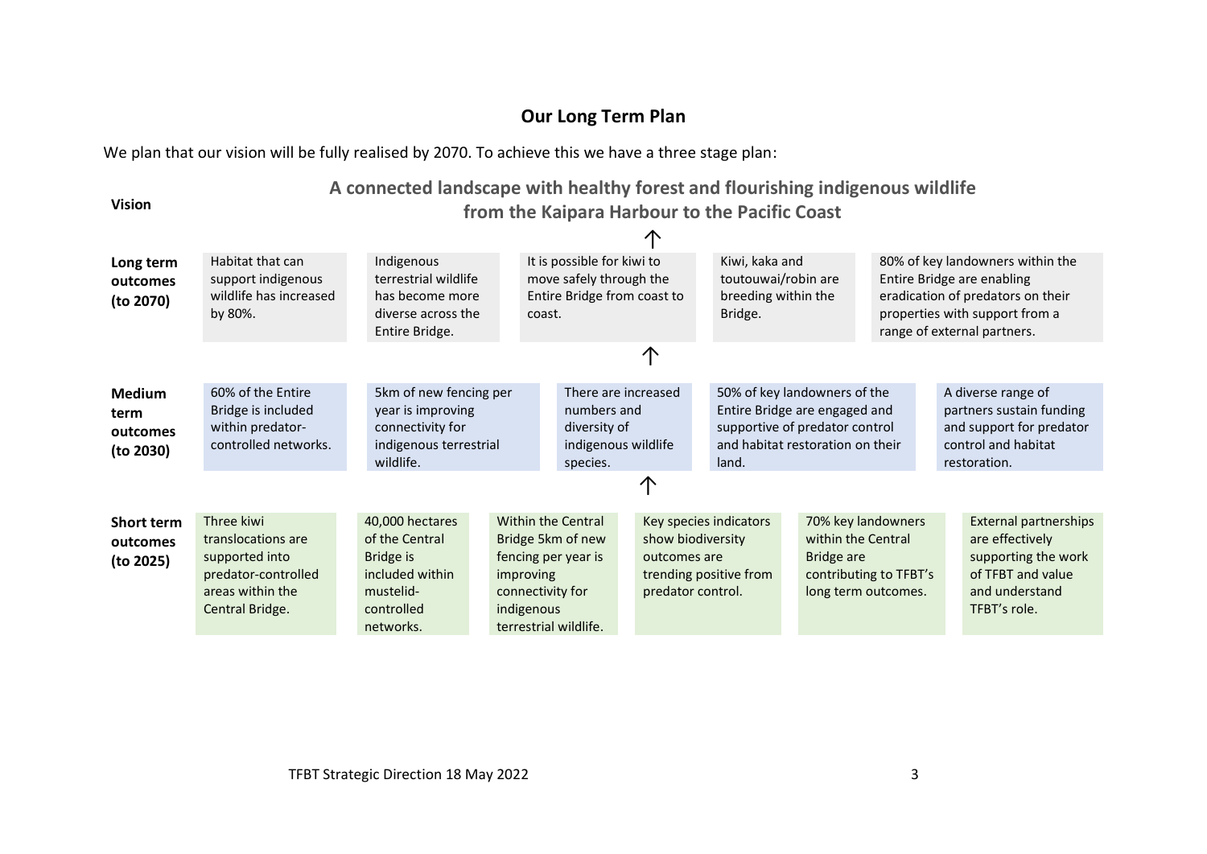## Our Long Term Plan

We plan that our vision will be fully realised by 2070. To achieve this we have a three stage plan:

**Vision**

**A connected landscape with healthy forest and flourishing indigenous wildlife from the Kaipara Harbour to the Pacific Coast**

↑

**Long term outcomes (to 2070)**

- Habitat that can support indigenous wildlife has increased by 80%.
- Indigenous terrestrial wildlife has become more diverse across the Entire Bridge.
- It is possible for kiwi to move safely through the Entire Bridge from coast to coast.
- Kiwi, kaka and toutouwai/robin are breeding within the Bridge.
- 80% of key landowners within the Entire Bridge are enabling eradication of predators on their properties with support from a range of external partners.

↑

**Medium term outcomes (to 2030)**

- 60% of the Entire Bridge is included within predator-controlled networks.
- 5km of new fencing per year is improving connectivity for indigenous terrestrial wildlife.
- There are increased numbers and diversity of indigenous wildlife species.
- 50% of key landowners of the Entire Bridge are engaged and supportive of predator control and habitat restoration on their land.
- A diverse range of partners sustain funding and support for predator control and habitat restoration.

↑

**Short term outcomes (to 2025)**

- Three kiwi translocations are supported into predator-controlled areas within the Central Bridge.
- 40,000 hectares of the Central Bridge is included within mustelid-controlled networks.
- Within the Central Bridge 5km of new fencing per year is improving connectivity for indigenous terrestrial wildlife.
- Key species indicators show biodiversity outcomes are trending positive from predator control.
- 70% key landowners within the Central Bridge are contributing to TFBT's long term outcomes.
- External partnerships are effectively supporting the work of TFBT and value and understand TFBT's role.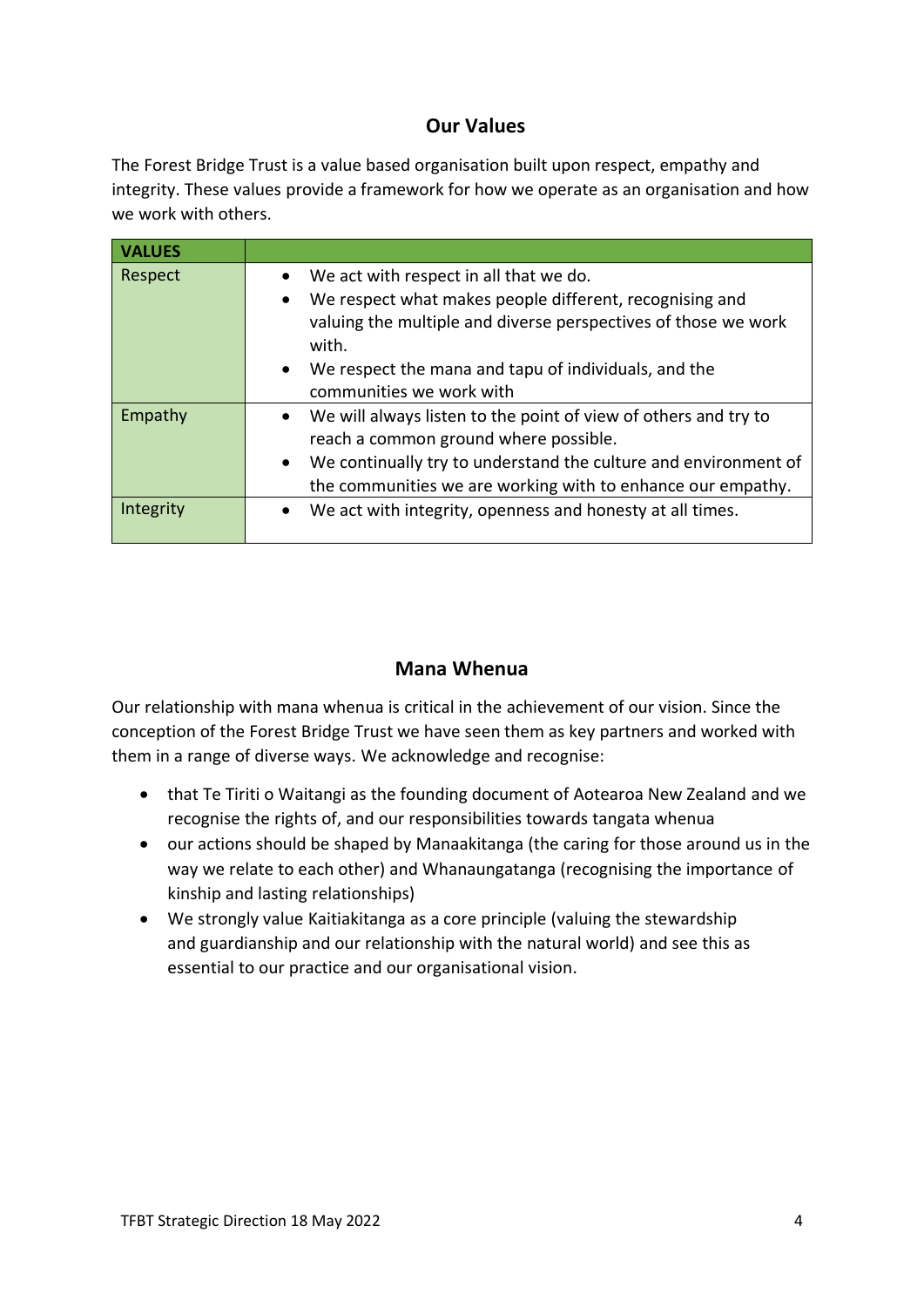## Our Values

The Forest Bridge Trust is a value based organisation built upon respect, empathy and integrity. These values provide a framework for how we operate as an organisation and how we work with others.

| VALUES | |
|---|---|
| Respect | • We act with respect in all that we do.<br>• We respect what makes people different, recognising and valuing the multiple and diverse perspectives of those we work with.<br>• We respect the mana and tapu of individuals, and the communities we work with |
| Empathy | • We will always listen to the point of view of others and try to reach a common ground where possible.<br>• We continually try to understand the culture and environment of the communities we are working with to enhance our empathy. |
| Integrity | • We act with integrity, openness and honesty at all times. |

## Mana Whenua

Our relationship with mana whenua is critical in the achievement of our vision. Since the conception of the Forest Bridge Trust we have seen them as key partners and worked with them in a range of diverse ways. We acknowledge and recognise:

- that Te Tiriti o Waitangi as the founding document of Aotearoa New Zealand and we recognise the rights of, and our responsibilities towards tangata whenua
- our actions should be shaped by Manaakitanga (the caring for those around us in the way we relate to each other) and Whanaungatanga (recognising the importance of kinship and lasting relationships)
- We strongly value Kaitiakitanga as a core principle (valuing the stewardship and guardianship and our relationship with the natural world) and see this as essential to our practice and our organisational vision.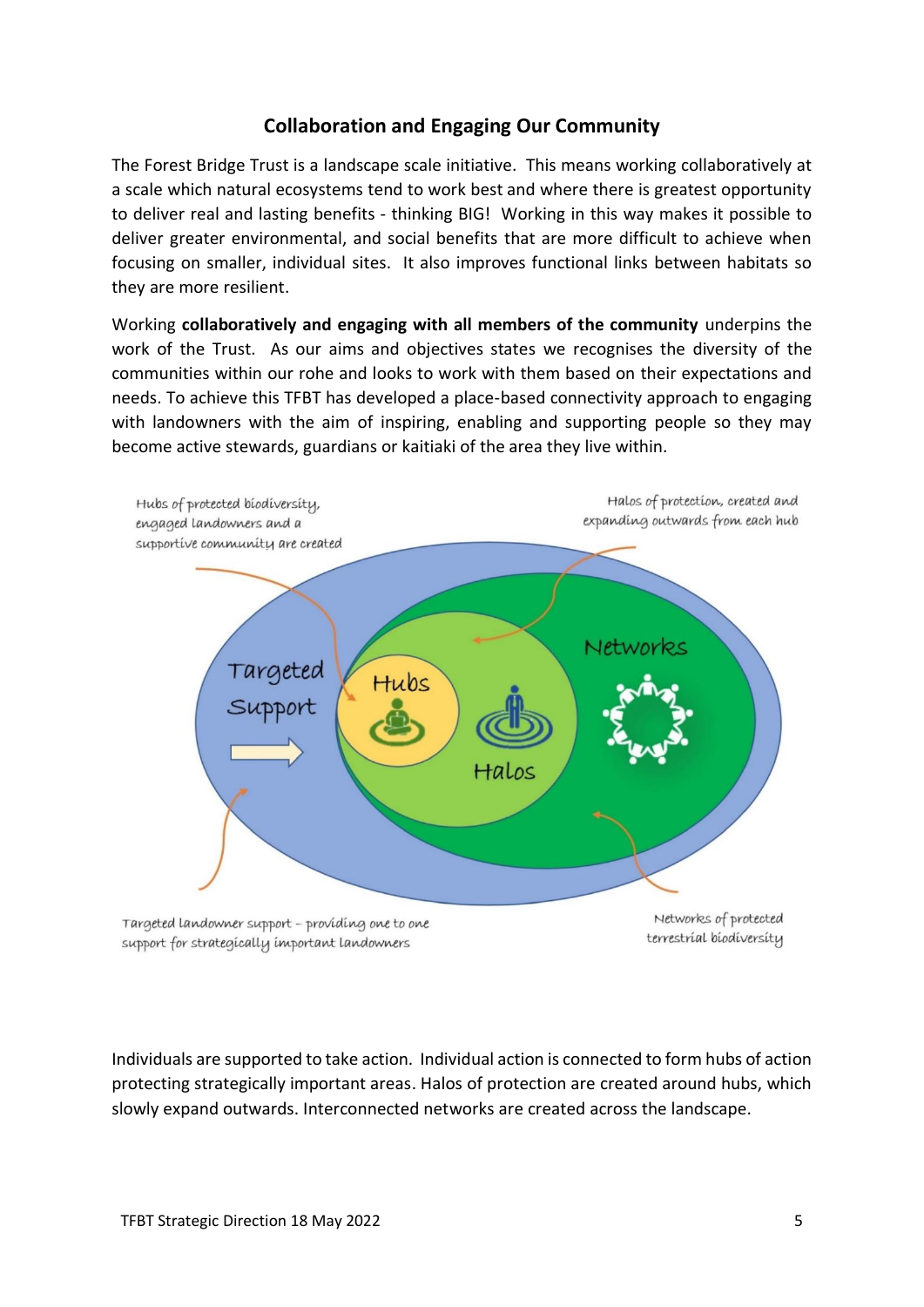## Collaboration and Engaging Our Community

The Forest Bridge Trust is a landscape scale initiative. This means working collaboratively at a scale which natural ecosystems tend to work best and where there is greatest opportunity to deliver real and lasting benefits - thinking BIG! Working in this way makes it possible to deliver greater environmental, and social benefits that are more difficult to achieve when focusing on smaller, individual sites. It also improves functional links between habitats so they are more resilient.

Working **collaboratively and engaging with all members of the community** underpins the work of the Trust. As our aims and objectives states we recognises the diversity of the communities within our rohe and looks to work with them based on their expectations and needs. To achieve this TFBT has developed a place-based connectivity approach to engaging with landowners with the aim of inspiring, enabling and supporting people so they may become active stewards, guardians or kaitiaki of the area they live within.

Hubs of protected biodiversity, engaged landowners and a supportive community are created

Halos of protection, created and expanding outwards from each hub

Targeted Support

Hubs

Halos

Networks

Targeted landowner support – providing one to one support for strategically important landowners

Networks of protected terrestrial biodiversity

Individuals are supported to take action. Individual action is connected to form hubs of action protecting strategically important areas. Halos of protection are created around hubs, which slowly expand outwards. Interconnected networks are created across the landscape.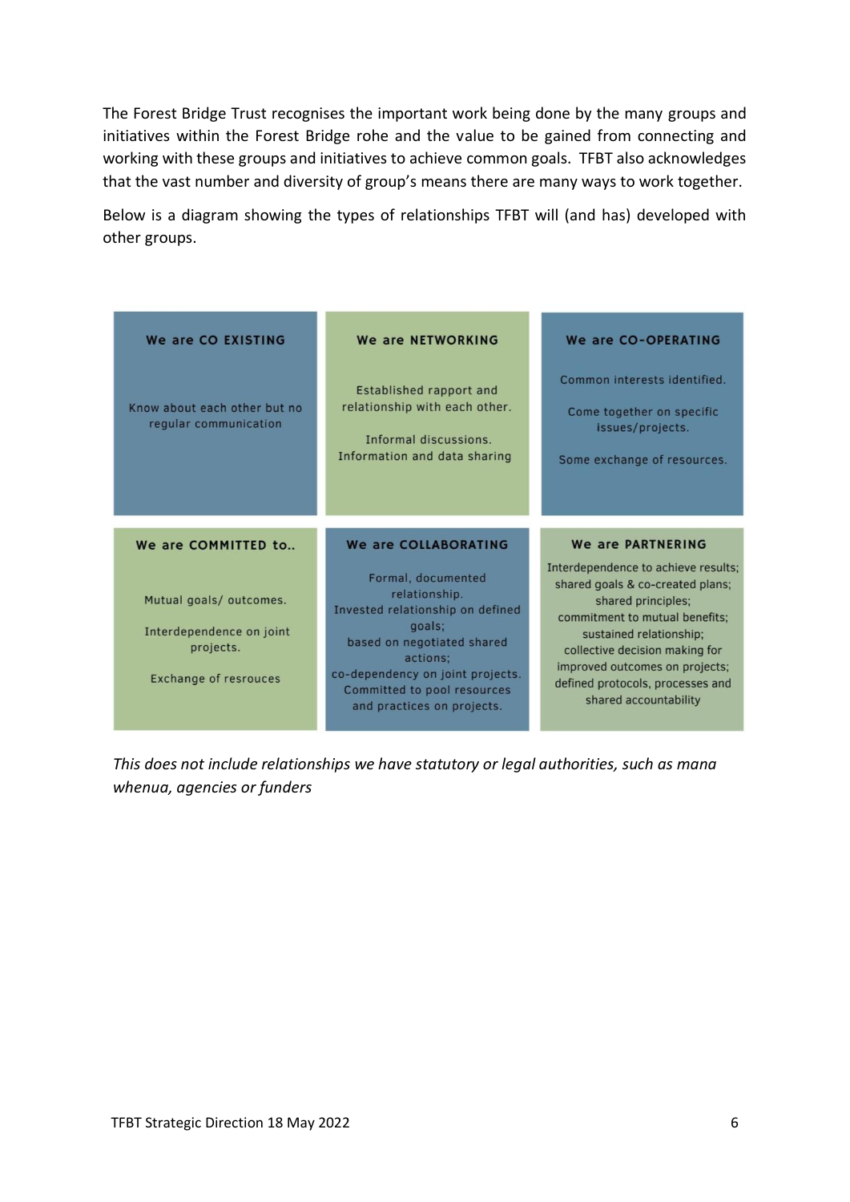The Forest Bridge Trust recognises the important work being done by the many groups and initiatives within the Forest Bridge rohe and the value to be gained from connecting and working with these groups and initiatives to achieve common goals. TFBT also acknowledges that the vast number and diversity of group's means there are many ways to work together.

Below is a diagram showing the types of relationships TFBT will (and has) developed with other groups.

| We are CO EXISTING | We are NETWORKING | We are CO-OPERATING |
|---|---|---|
| Know about each other but no regular communication | Established rapport and relationship with each other. Informal discussions. Information and data sharing | Common interests identified. Come together on specific issues/projects. Some exchange of resources. |
| **We are COMMITTED to..** | **We are COLLABORATING** | **We are PARTNERING** |
| Mutual goals/ outcomes. Interdependence on joint projects. Exchange of resrouces | Formal, documented relationship. Invested relationship on defined goals; based on negotiated shared actions; co-dependency on joint projects. Committed to pool resources and practices on projects. | Interdependence to achieve results; shared goals & co-created plans; shared principles; commitment to mutual benefits; sustained relationship; collective decision making for improved outcomes on projects; defined protocols, processes and shared accountability |

*This does not include relationships we have statutory or legal authorities, such as mana whenua, agencies or funders*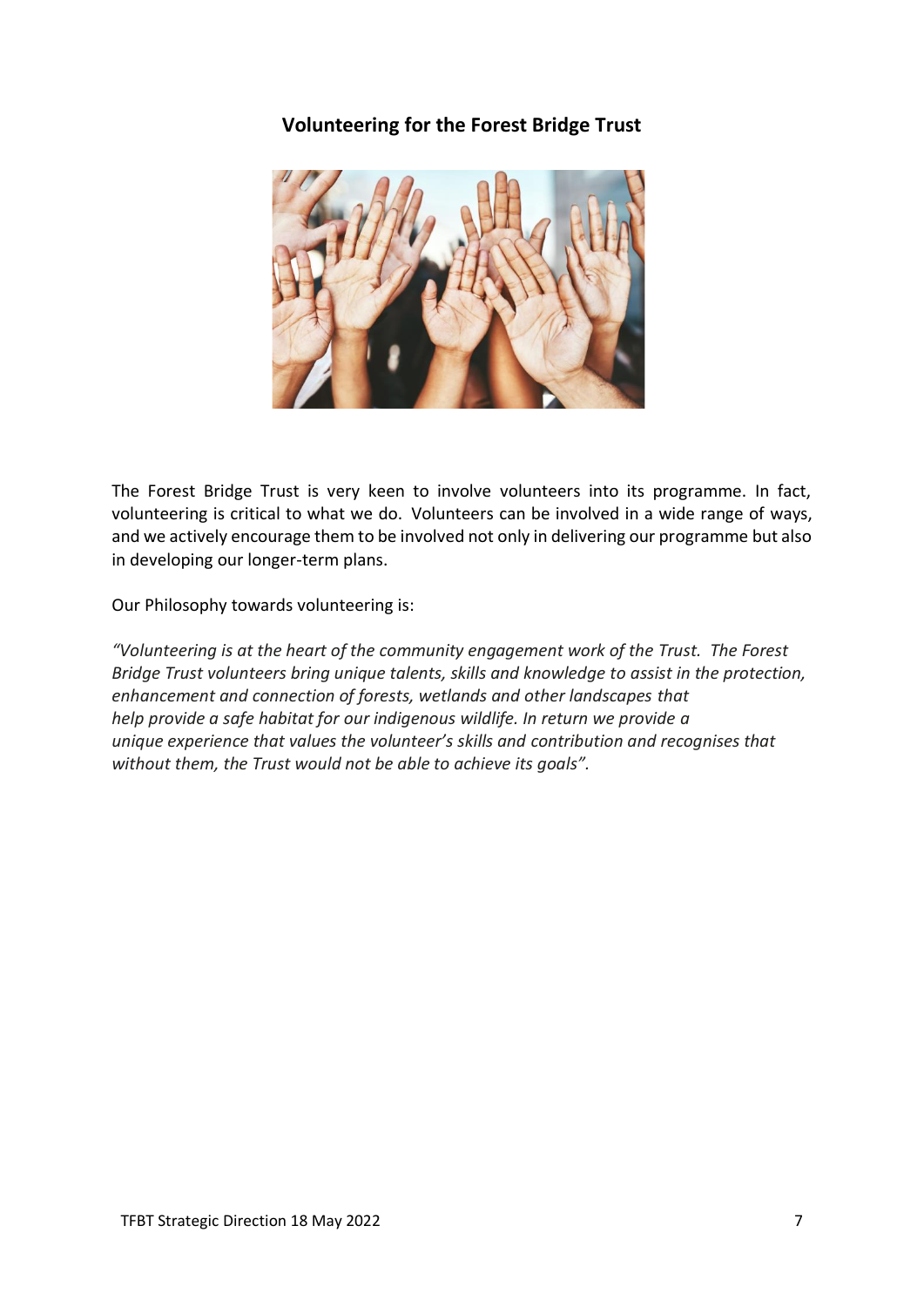## Volunteering for the Forest Bridge Trust

The Forest Bridge Trust is very keen to involve volunteers into its programme. In fact, volunteering is critical to what we do. Volunteers can be involved in a wide range of ways, and we actively encourage them to be involved not only in delivering our programme but also in developing our longer-term plans.

Our Philosophy towards volunteering is:

*"Volunteering is at the heart of the community engagement work of the Trust. The Forest Bridge Trust volunteers bring unique talents, skills and knowledge to assist in the protection, enhancement and connection of forests, wetlands and other landscapes that help provide a safe habitat for our indigenous wildlife. In return we provide a unique experience that values the volunteer's skills and contribution and recognises that without them, the Trust would not be able to achieve its goals".*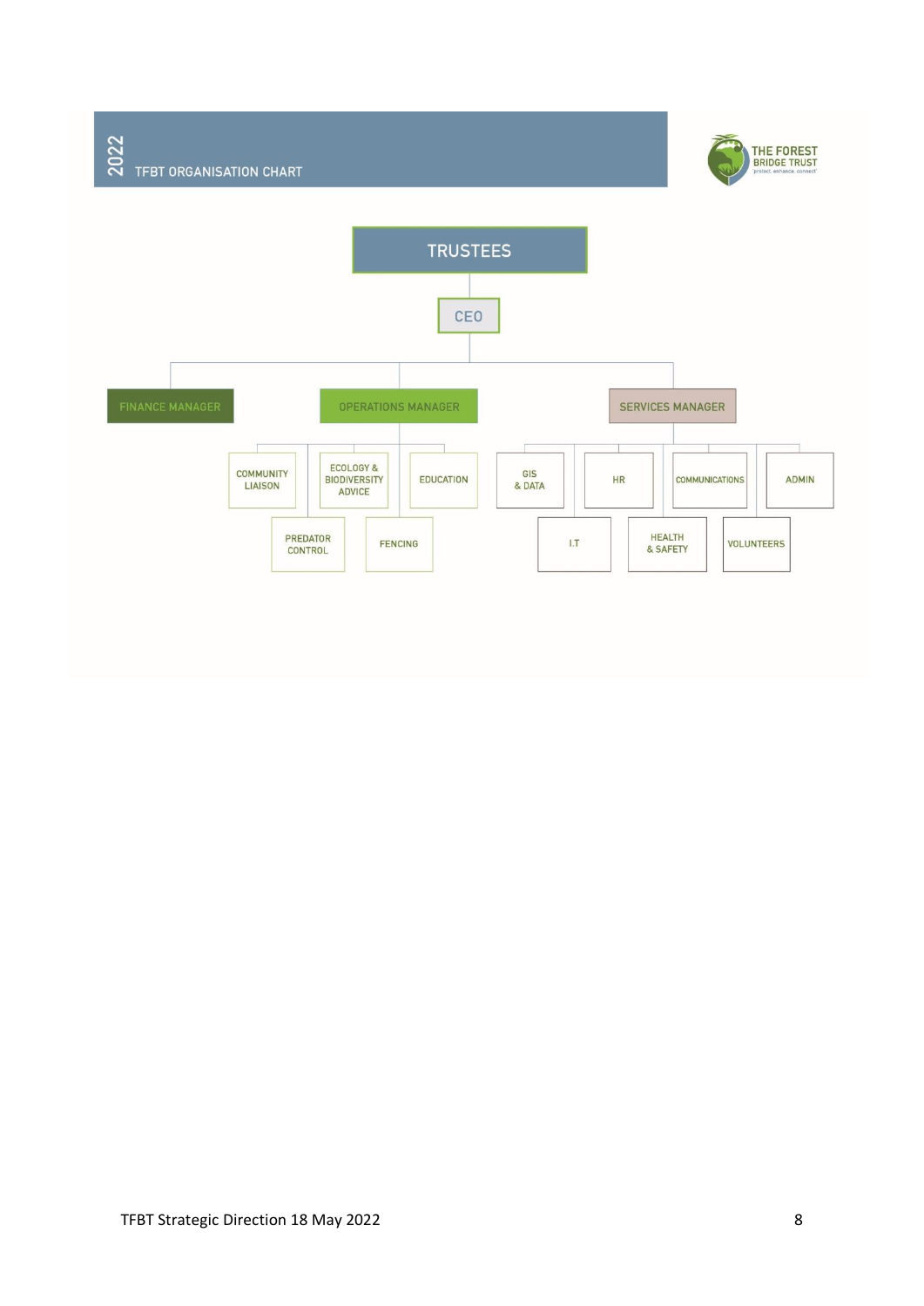2022

TFBT ORGANISATION CHART

THE FOREST BRIDGE TRUST
protect. enhance. connect

TRUSTEES

CEO

FINANCE MANAGER

OPERATIONS MANAGER

SERVICES MANAGER

COMMUNITY LIAISON

ECOLOGY & BIODIVERSITY ADVICE

EDUCATION

PREDATOR CONTROL

FENCING

GIS & DATA

HR

COMMUNICATIONS

ADMIN

I.T

HEALTH & SAFETY

VOLUNTEERS